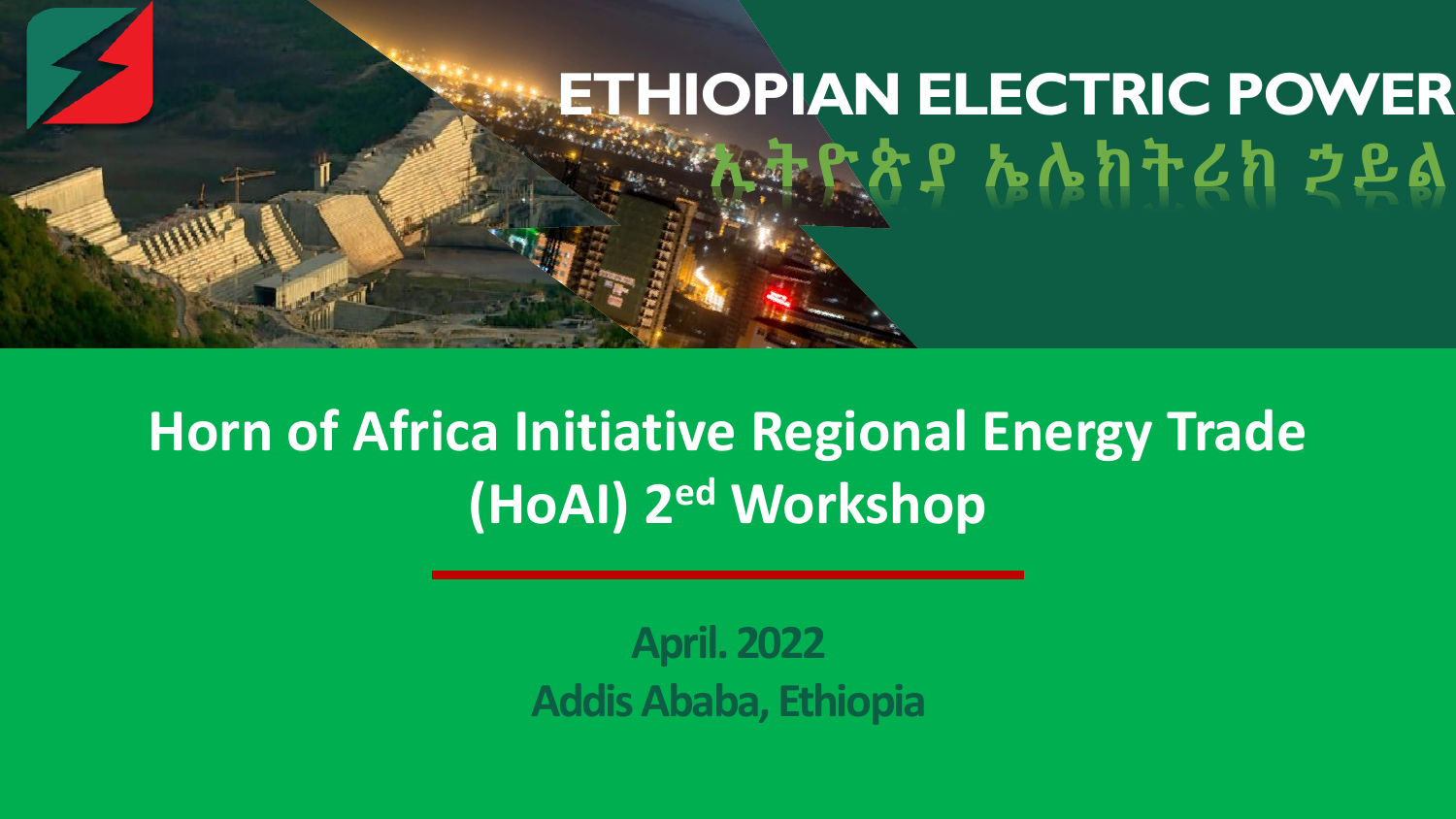# ETHIOPIAN ELECTRIC POWER

ኢትዮጵያ ኤሌክትሪክ ኃይል

## Horn of Africa Initiative Regional Energy Trade (HoAI) 2ed Workshop

**April. 2022**

**Addis Ababa, Ethiopia**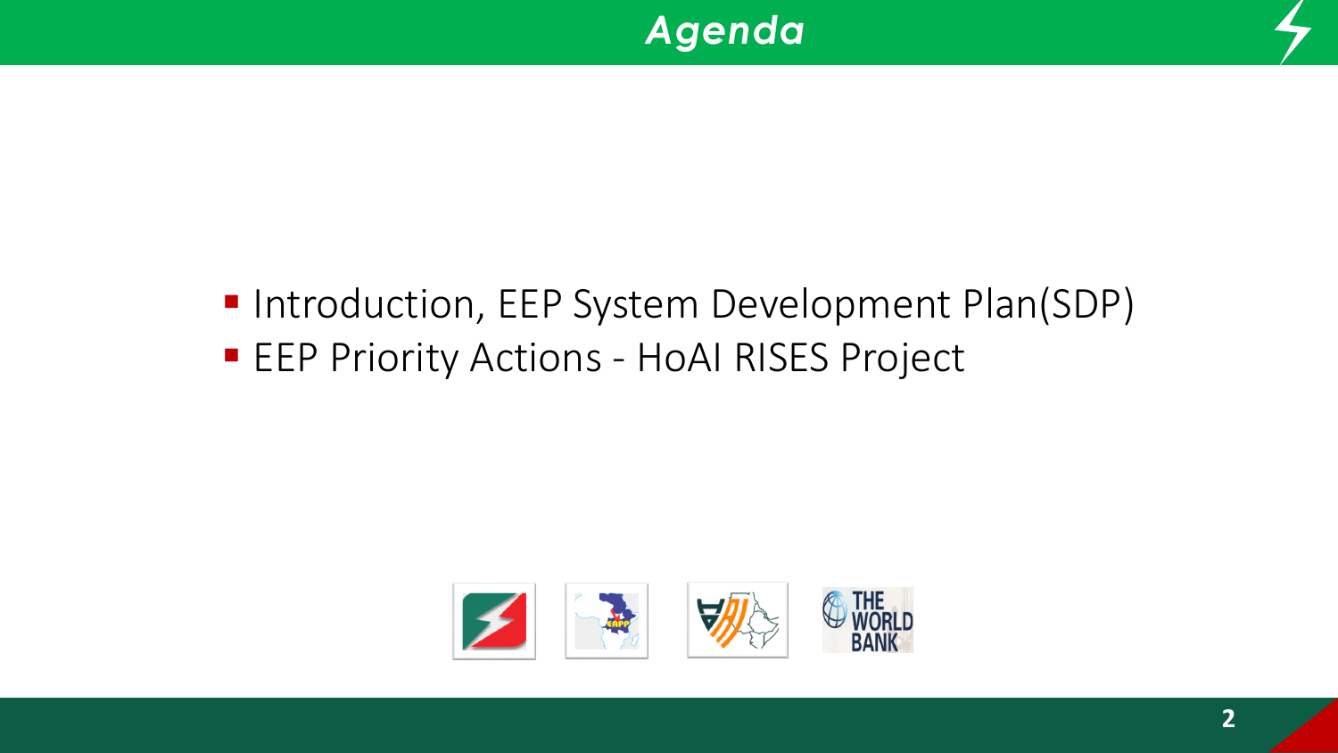# Agenda

- Introduction, EEP System Development Plan(SDP)
- EEP Priority Actions - HoAI RISES Project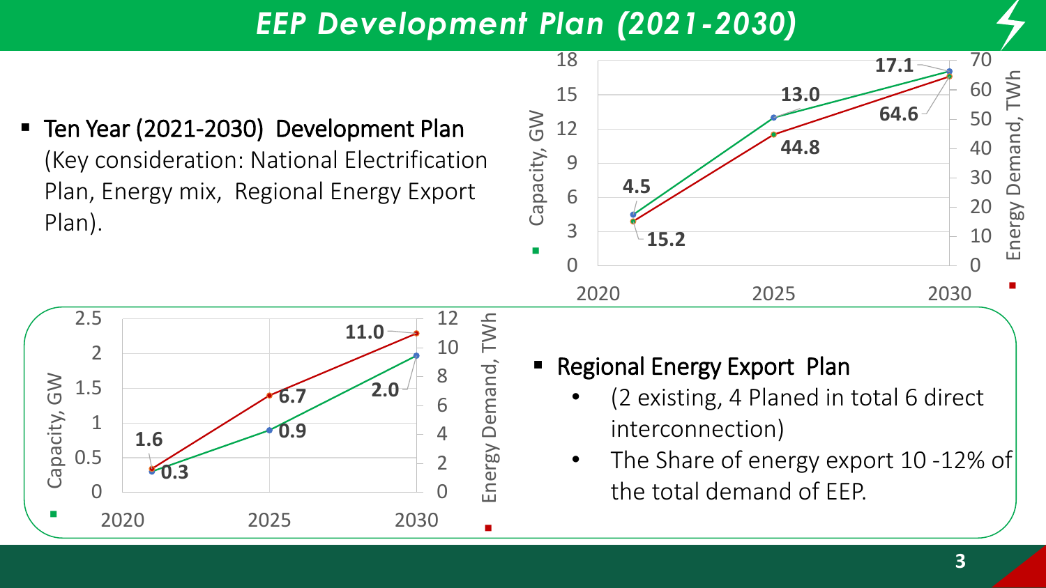# EEP Development Plan (2021-2030)

- **Ten Year (2021-2030) Development Plan**
  (Key consideration: National Electrification Plan, Energy mix, Regional Energy Export Plan).

| Year | Capacity, GW | Energy Demand, TWh |
| --- | --- | --- |
| 2021 | 4.5 | 15.2 |
| 2025 | 13.0 | 44.8 |
| 2030 | 17.1 | 64.6 |

| Year | Capacity, GW | Energy Demand, TWh |
| --- | --- | --- |
| 2021 | 0.3 | 1.6 |
| 2025 | 0.9 | 6.7 |
| 2030 | 2.0 | 11.0 |

- **Regional Energy Export Plan**
  - (2 existing, 4 Planed in total 6 direct interconnection)
  - The Share of energy export 10 -12% of the total demand of EEP.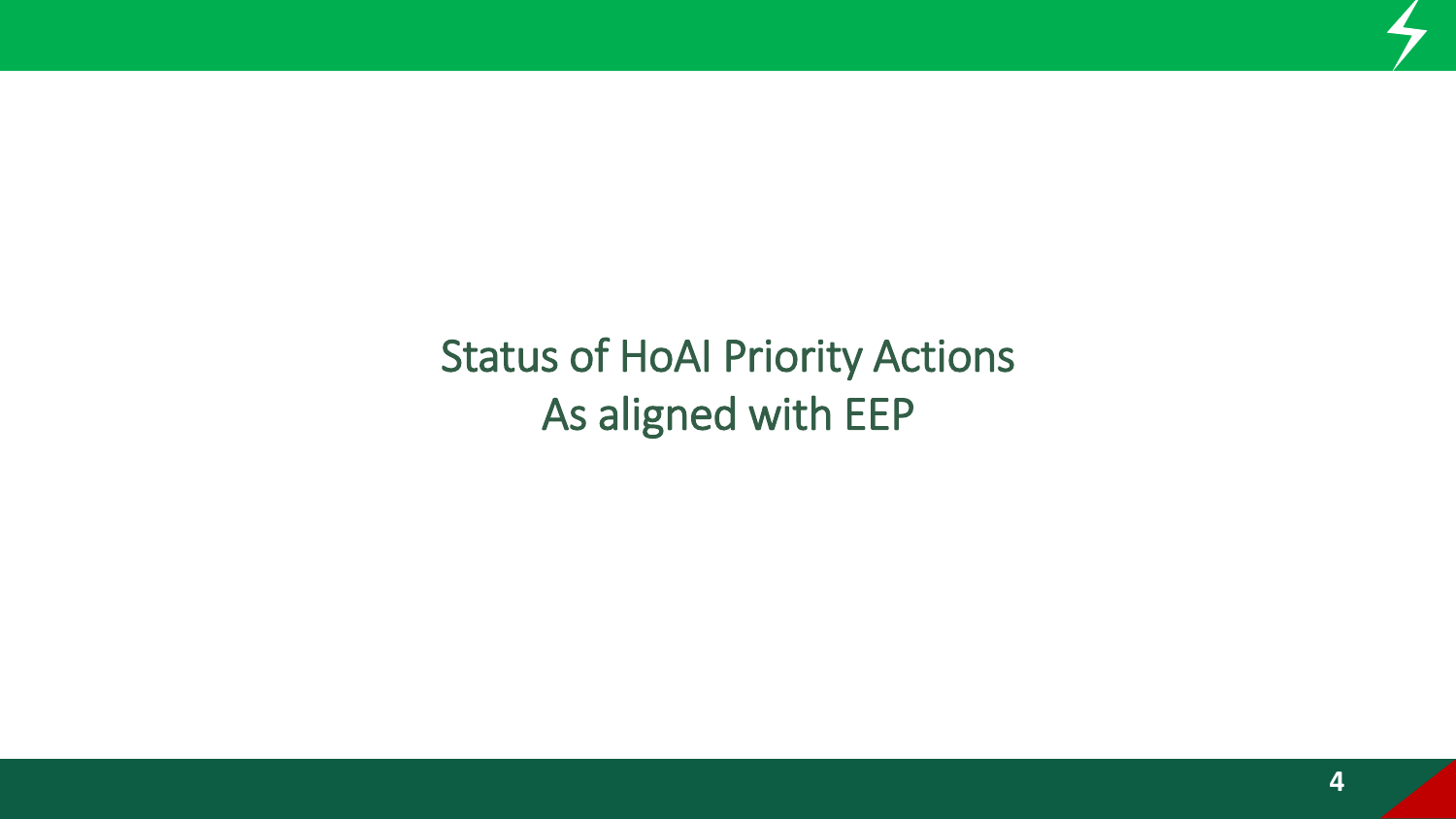# Status of HoAI Priority Actions
# As aligned with EEP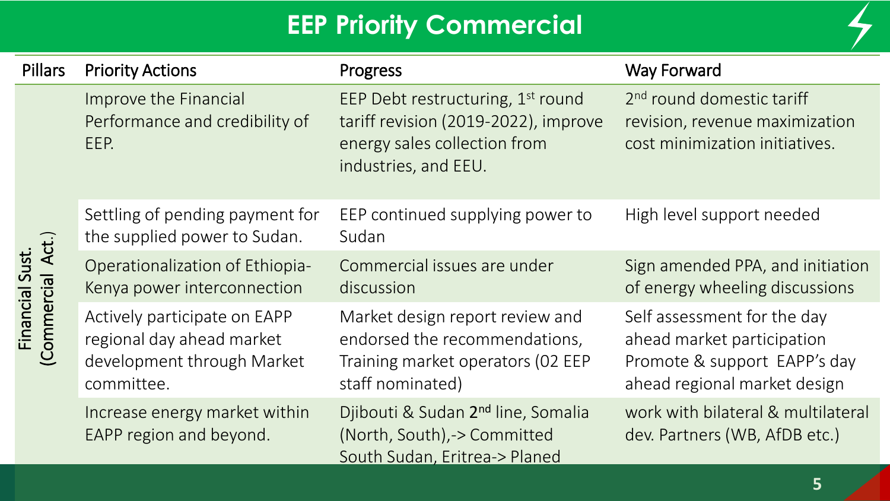# EEP Priority Commercial

| Pillars | Priority Actions | Progress | Way Forward |
|---|---|---|---|
| Financial Sust. (Commercial Act.) | Improve the Financial Performance and credibility of EEP. | EEP Debt restructuring, 1st round tariff revision (2019-2022), improve energy sales collection from industries, and EEU. | 2nd round domestic tariff revision, revenue maximization cost minimization initiatives. |
| | Settling of pending payment for the supplied power to Sudan. | EEP continued supplying power to Sudan | High level support needed |
| | Operationalization of Ethiopia-Kenya power interconnection | Commercial issues are under discussion | Sign amended PPA, and initiation of energy wheeling discussions |
| | Actively participate on EAPP regional day ahead market development through Market committee. | Market design report review and endorsed the recommendations, Training market operators (02 EEP staff nominated) | Self assessment for the day ahead market participation Promote & support EAPP's day ahead regional market design |
| | Increase energy market within EAPP region and beyond. | Djibouti & Sudan 2nd line, Somalia (North, South),-> Committed South Sudan, Eritrea-> Planed | work with bilateral & multilateral dev. Partners (WB, AfDB etc.) |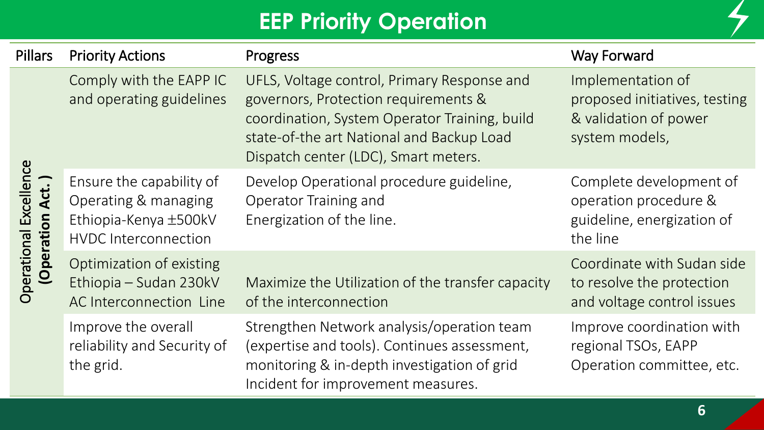# EEP Priority Operation

| Pillars | Priority Actions | Progress | Way Forward |
|---|---|---|---|
| Operational Excellence **(Operation Act.)** | Comply with the EAPP IC and operating guidelines | UFLS, Voltage control, Primary Response and governors, Protection requirements & coordination, System Operator Training, build state-of-the art National and Backup Load Dispatch center (LDC), Smart meters. | Implementation of proposed initiatives, testing & validation of power system models, |
| | Ensure the capability of Operating & managing Ethiopia-Kenya ±500kV HVDC Interconnection | Develop Operational procedure guideline, Operator Training and Energization of the line. | Complete development of operation procedure & guideline, energization of the line |
| | Optimization of existing Ethiopia – Sudan 230kV AC Interconnection Line | Maximize the Utilization of the transfer capacity of the interconnection | Coordinate with Sudan side to resolve the protection and voltage control issues |
| | Improve the overall reliability and Security of the grid. | Strengthen Network analysis/operation team (expertise and tools). Continues assessment, monitoring & in-depth investigation of grid Incident for improvement measures. | Improve coordination with regional TSOs, EAPP Operation committee, etc. |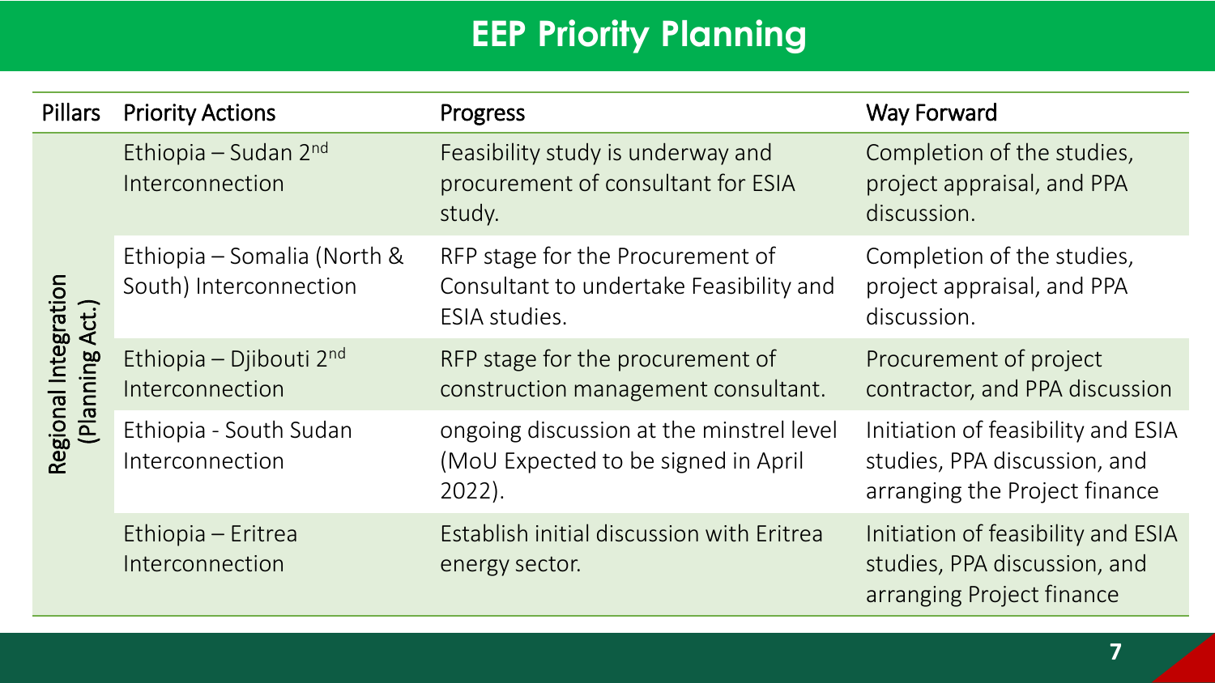# EEP Priority Planning

| Pillars | Priority Actions | Progress | Way Forward |
| --- | --- | --- | --- |
| Regional Integration (Planning Act.) | Ethiopia – Sudan 2nd Interconnection | Feasibility study is underway and procurement of consultant for ESIA study. | Completion of the studies, project appraisal, and PPA discussion. |
| | Ethiopia – Somalia (North & South) Interconnection | RFP stage for the Procurement of Consultant to undertake Feasibility and ESIA studies. | Completion of the studies, project appraisal, and PPA discussion. |
| | Ethiopia – Djibouti 2nd Interconnection | RFP stage for the procurement of construction management consultant. | Procurement of project contractor, and PPA discussion |
| | Ethiopia - South Sudan Interconnection | ongoing discussion at the minstrel level (MoU Expected to be signed in April 2022). | Initiation of feasibility and ESIA studies, PPA discussion, and arranging the Project finance |
| | Ethiopia – Eritrea Interconnection | Establish initial discussion with Eritrea energy sector. | Initiation of feasibility and ESIA studies, PPA discussion, and arranging Project finance |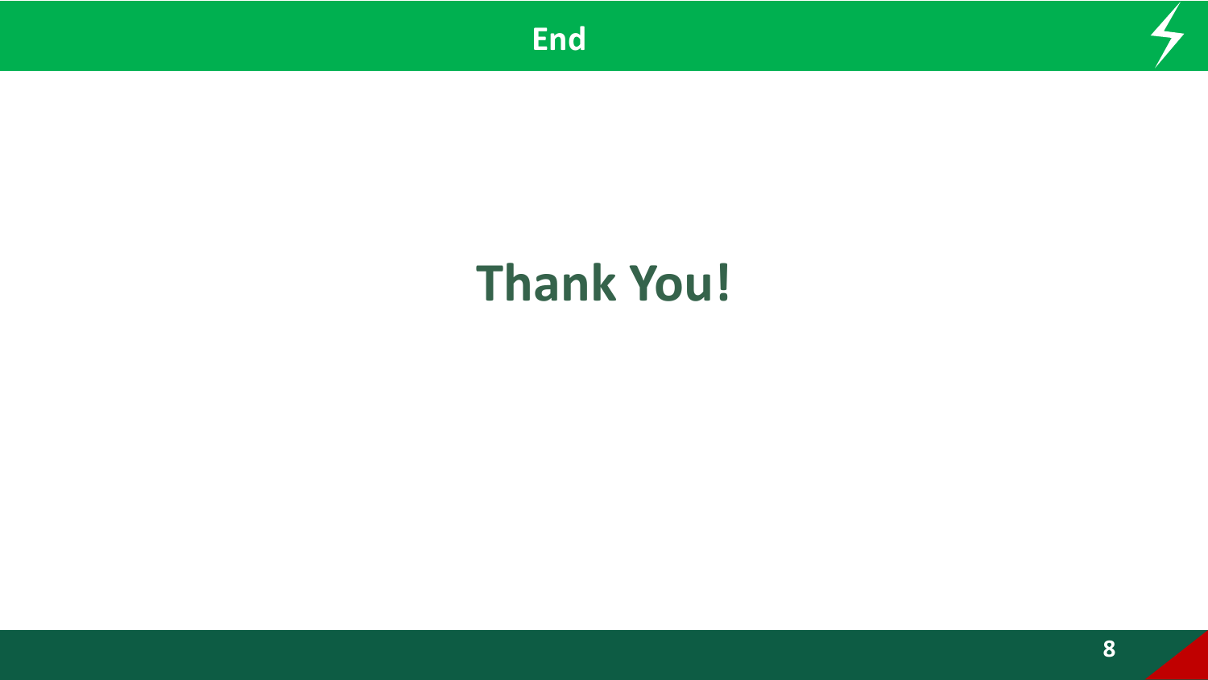# End

## Thank You!